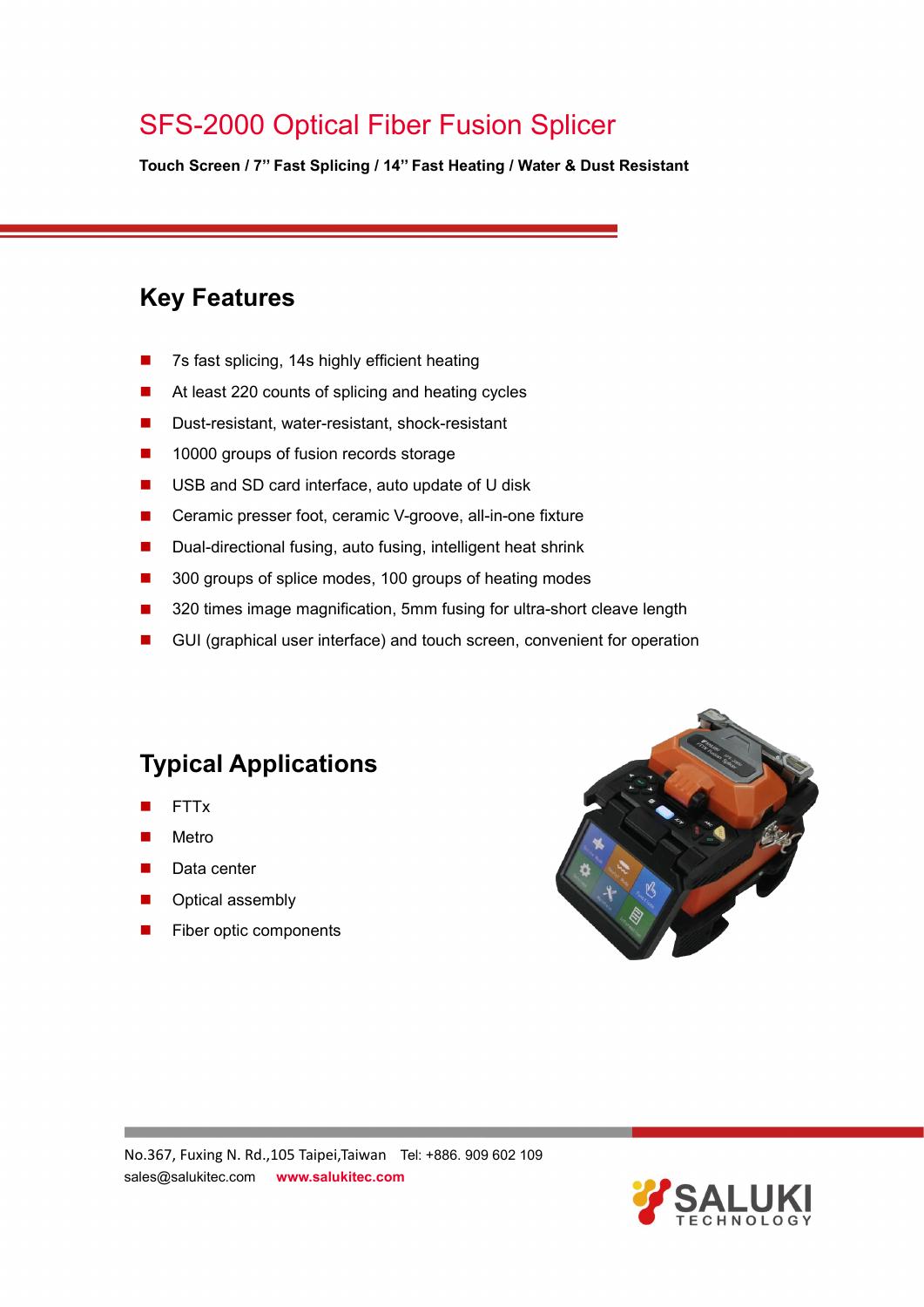# SFS-2000 Optical Fiber Fusion Splicer

**Touch Screen / 7" Fast Splicing / 14" Fast Heating / Water & Dust Resistant**

## Key Features

- 7s fast splicing, 14s highly efficient heating
- At least 220 counts of splicing and heating cycles
- Dust-resistant, water-resistant, shock-resistant
- 10000 groups of fusion records storage
- USB and SD card interface, auto update of U disk
- Ceramic presser foot, ceramic V-groove, all-in-one fixture
- Dual-directional fusing, auto fusing, intelligent heat shrink
- 300 groups of splice modes, 100 groups of heating modes
- 320 times image magnification, 5mm fusing for ultra-short cleave length
- GUI (graphical user interface) and touch screen, convenient for operation

## Typical Applications

- FTTx
- Metro
- Data center
- Optical assembly
- Fiber optic components

No.367, Fuxing N. Rd.,105 Taipei,Taiwan Tel: +886. 909 602 109
sales@salukitec.com **www.salukitec.com**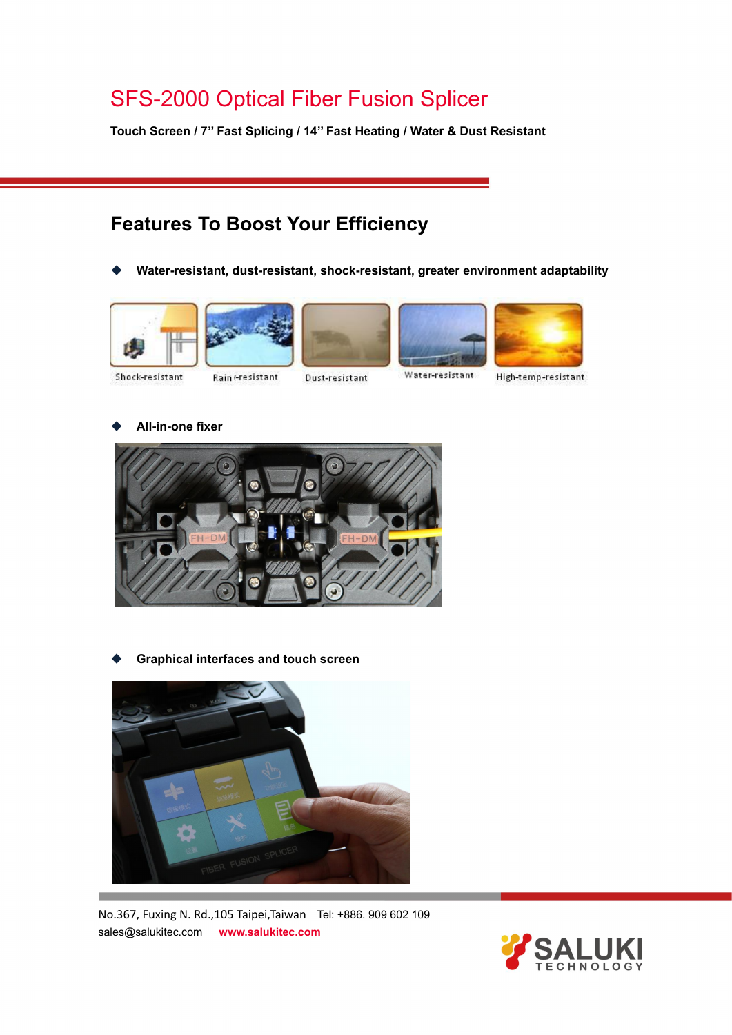# SFS-2000 Optical Fiber Fusion Splicer

**Touch Screen / 7" Fast Splicing / 14" Fast Heating / Water & Dust Resistant**

## Features To Boost Your Efficiency

- **Water-resistant, dust-resistant, shock-resistant, greater environment adaptability**

Shock-resistant Rain-resistant Dust-resistant Water-resistant High-temp-resistant

- **All-in-one fixer**

- **Graphical interfaces and touch screen**

No.367, Fuxing N. Rd.,105 Taipei,Taiwan Tel: +886. 909 602 109

sales@salukitec.com **www.salukitec.com**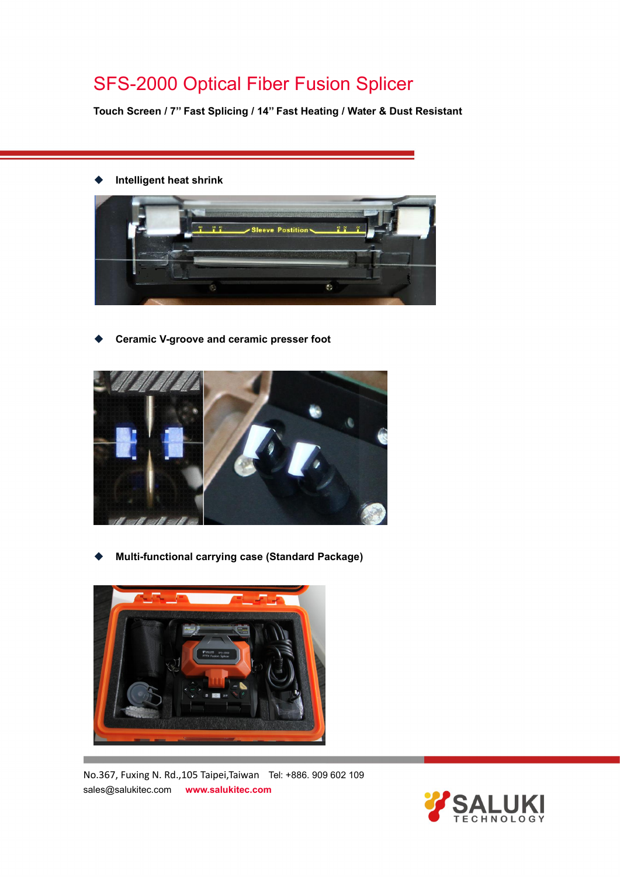# SFS-2000 Optical Fiber Fusion Splicer

**Touch Screen / 7" Fast Splicing / 14" Fast Heating / Water & Dust Resistant**

- **Intelligent heat shrink**

- **Ceramic V-groove and ceramic presser foot**

- **Multi-functional carrying case (Standard Package)**

No.367, Fuxing N. Rd.,105 Taipei,Taiwan Tel: +886. 909 602 109
sales@salukitec.com **www.salukitec.com**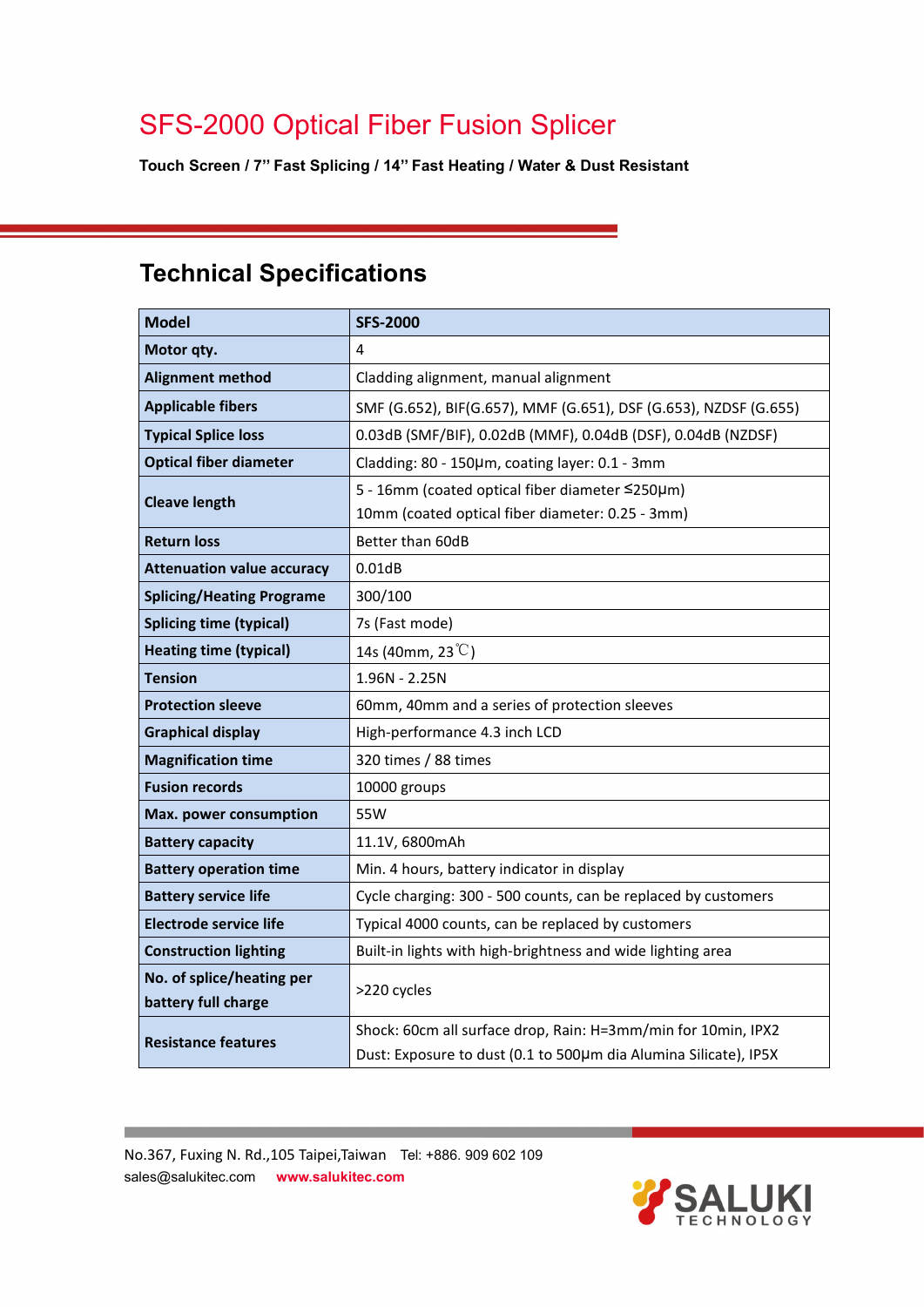# SFS-2000 Optical Fiber Fusion Splicer

**Touch Screen / 7" Fast Splicing / 14" Fast Heating / Water & Dust Resistant**

## Technical Specifications

| Model | SFS-2000 |
|---|---|
| Motor qty. | 4 |
| Alignment method | Cladding alignment, manual alignment |
| Applicable fibers | SMF (G.652), BIF(G.657), MMF (G.651), DSF (G.653), NZDSF (G.655) |
| Typical Splice loss | 0.03dB (SMF/BIF), 0.02dB (MMF), 0.04dB (DSF), 0.04dB (NZDSF) |
| Optical fiber diameter | Cladding: 80 - 150μm, coating layer: 0.1 - 3mm |
| Cleave length | 5 - 16mm (coated optical fiber diameter ≤250μm)<br>10mm (coated optical fiber diameter: 0.25 - 3mm) |
| Return loss | Better than 60dB |
| Attenuation value accuracy | 0.01dB |
| Splicing/Heating Programe | 300/100 |
| Splicing time (typical) | 7s (Fast mode) |
| Heating time (typical) | 14s (40mm, 23℃) |
| Tension | 1.96N - 2.25N |
| Protection sleeve | 60mm, 40mm and a series of protection sleeves |
| Graphical display | High-performance 4.3 inch LCD |
| Magnification time | 320 times / 88 times |
| Fusion records | 10000 groups |
| Max. power consumption | 55W |
| Battery capacity | 11.1V, 6800mAh |
| Battery operation time | Min. 4 hours, battery indicator in display |
| Battery service life | Cycle charging: 300 - 500 counts, can be replaced by customers |
| Electrode service life | Typical 4000 counts, can be replaced by customers |
| Construction lighting | Built-in lights with high-brightness and wide lighting area |
| No. of splice/heating per battery full charge | >220 cycles |
| Resistance features | Shock: 60cm all surface drop, Rain: H=3mm/min for 10min, IPX2<br>Dust: Exposure to dust (0.1 to 500μm dia Alumina Silicate), IP5X |

No.367, Fuxing N. Rd.,105 Taipei,Taiwan Tel: +886. 909 602 109
sales@salukitec.com **www.salukitec.com**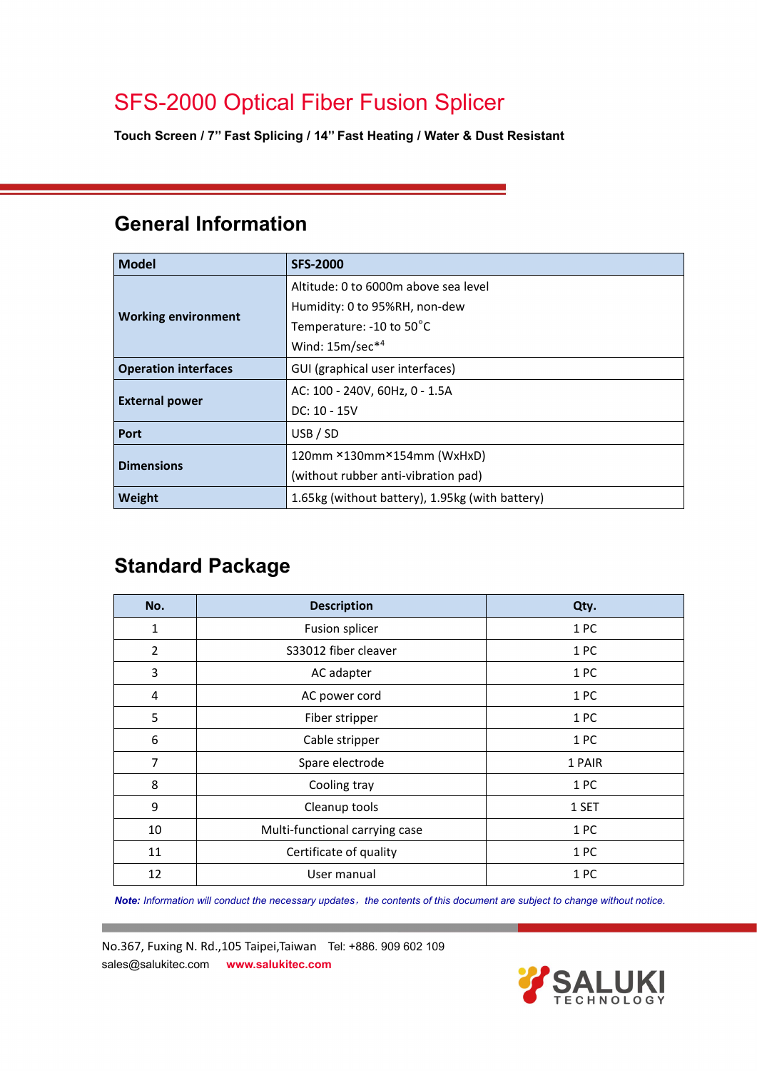# SFS-2000 Optical Fiber Fusion Splicer

**Touch Screen / 7" Fast Splicing / 14" Fast Heating / Water & Dust Resistant**

## General Information

| Model | SFS-2000 |
|---|---|
| Working environment | Altitude: 0 to 6000m above sea level<br>Humidity: 0 to 95%RH, non-dew<br>Temperature: -10 to 50°C<br>Wind: 15m/sec*[4] |
| Operation interfaces | GUI (graphical user interfaces) |
| External power | AC: 100 - 240V, 60Hz, 0 - 1.5A<br>DC: 10 - 15V |
| Port | USB / SD |
| Dimensions | 120mm ×130mm×154mm (WxHxD)<br>(without rubber anti-vibration pad) |
| Weight | 1.65kg (without battery), 1.95kg (with battery) |

## Standard Package

| No. | Description | Qty. |
|---|---|---|
| 1 | Fusion splicer | 1 PC |
| 2 | S33012 fiber cleaver | 1 PC |
| 3 | AC adapter | 1 PC |
| 4 | AC power cord | 1 PC |
| 5 | Fiber stripper | 1 PC |
| 6 | Cable stripper | 1 PC |
| 7 | Spare electrode | 1 PAIR |
| 8 | Cooling tray | 1 PC |
| 9 | Cleanup tools | 1 SET |
| 10 | Multi-functional carrying case | 1 PC |
| 11 | Certificate of quality | 1 PC |
| 12 | User manual | 1 PC |

***Note:*** *Information will conduct the necessary updates, the contents of this document are subject to change without notice.*

No.367, Fuxing N. Rd.,105 Taipei,Taiwan Tel: +886. 909 602 109
sales@salukitec.com **www.salukitec.com**

SALUKI TECHNOLOGY